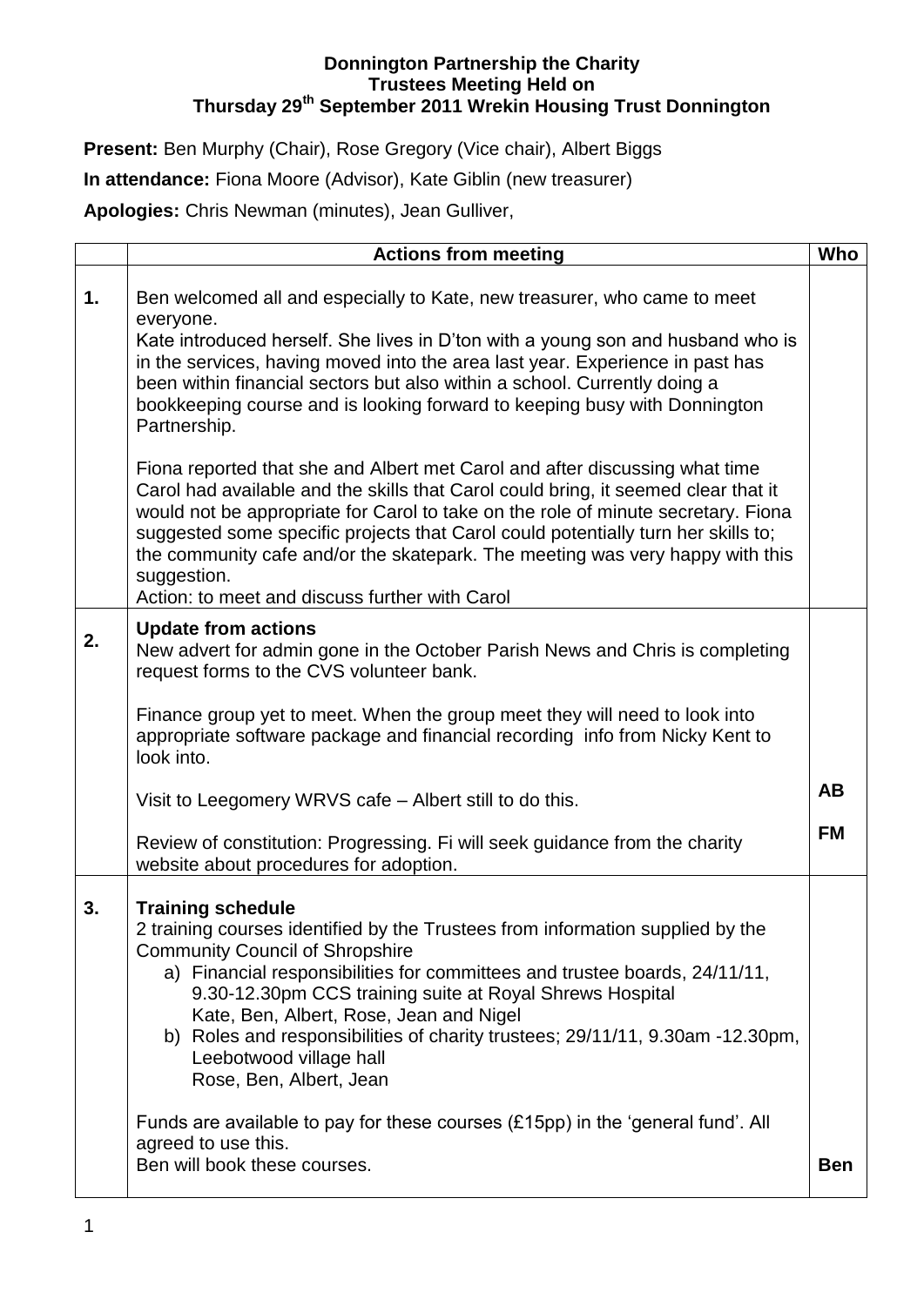**Donnington Partnership the Charity**
**Trustees Meeting Held on**
**Thursday 29th September 2011 Wrekin Housing Trust Donnington**

**Present:** Ben Murphy (Chair), Rose Gregory (Vice chair), Albert Biggs

**In attendance:** Fiona Moore (Advisor), Kate Giblin (new treasurer)

**Apologies:** Chris Newman (minutes), Jean Gulliver,

| | **Actions from meeting** | **Who** |
|---|---|---|
| **1.** | Ben welcomed all and especially to Kate, new treasurer, who came to meet everyone.<br>Kate introduced herself. She lives in D'ton with a young son and husband who is in the services, having moved into the area last year. Experience in past has been within financial sectors but also within a school. Currently doing a bookkeeping course and is looking forward to keeping busy with Donnington Partnership.<br><br>Fiona reported that she and Albert met Carol and after discussing what time Carol had available and the skills that Carol could bring, it seemed clear that it would not be appropriate for Carol to take on the role of minute secretary. Fiona suggested some specific projects that Carol could potentially turn her skills to; the community cafe and/or the skatepark. The meeting was very happy with this suggestion.<br>Action: to meet and discuss further with Carol | |
| **2.** | **Update from actions**<br>New advert for admin gone in the October Parish News and Chris is completing request forms to the CVS volunteer bank.<br><br>Finance group yet to meet. When the group meet they will need to look into appropriate software package and financial recording info from Nicky Kent to look into.<br><br>Visit to Leegomery WRVS cafe – Albert still to do this.<br><br>Review of constitution: Progressing. Fi will seek guidance from the charity website about procedures for adoption. | <br><br><br><br><br><br>**AB**<br><br>**FM** |
| **3.** | **Training schedule**<br>2 training courses identified by the Trustees from information supplied by the Community Council of Shropshire<br>a) Financial responsibilities for committees and trustee boards, 24/11/11, 9.30-12.30pm CCS training suite at Royal Shrews Hospital<br>Kate, Ben, Albert, Rose, Jean and Nigel<br>b) Roles and responsibilities of charity trustees; 29/11/11, 9.30am -12.30pm, Leebotwood village hall<br>Rose, Ben, Albert, Jean<br><br>Funds are available to pay for these courses (£15pp) in the 'general fund'. All agreed to use this.<br>Ben will book these courses. | <br><br><br><br><br><br><br><br><br><br>**Ben** |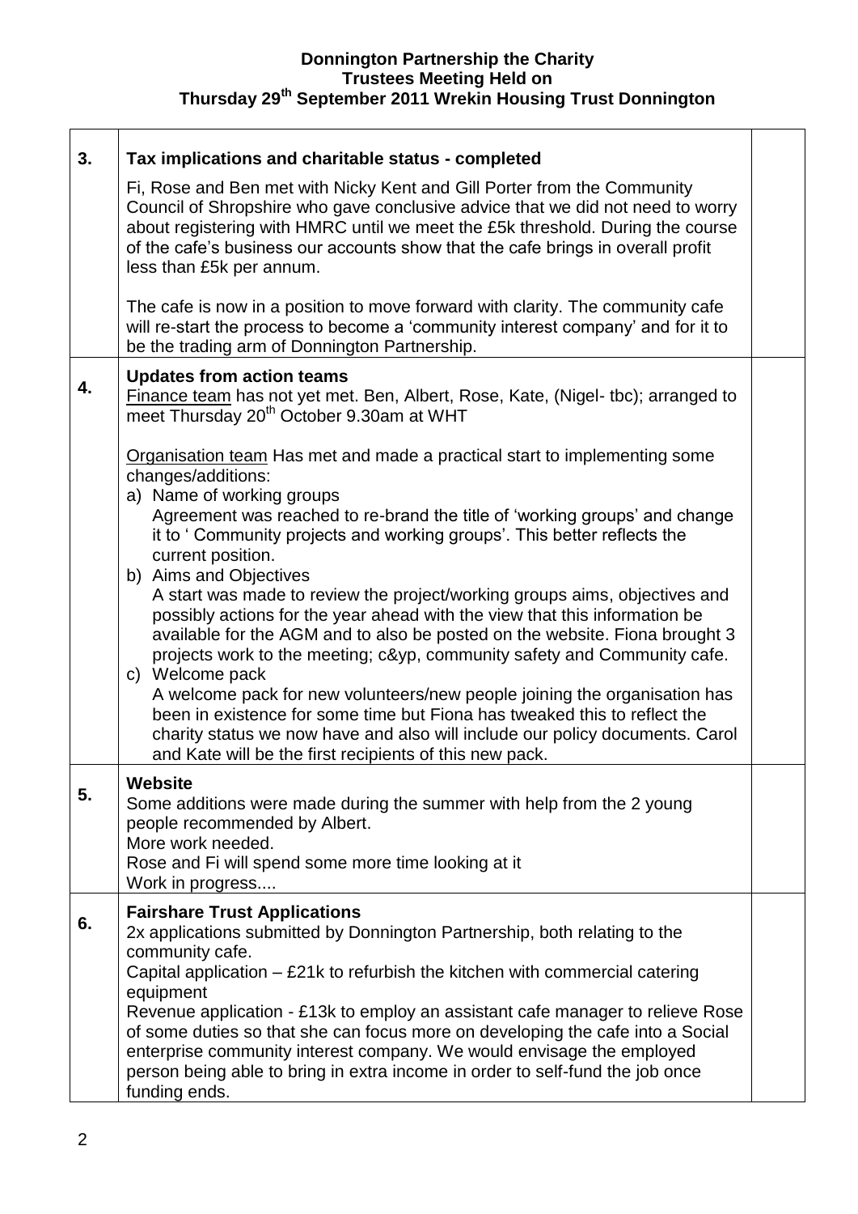**Donnington Partnership the Charity**
**Trustees Meeting Held on**
**Thursday 29th September 2011 Wrekin Housing Trust Donnington**

| | | |
|---|---|---|
| **3.** | **Tax implications and charitable status - completed**<br><br>Fi, Rose and Ben met with Nicky Kent and Gill Porter from the Community Council of Shropshire who gave conclusive advice that we did not need to worry about registering with HMRC until we meet the £5k threshold. During the course of the cafe's business our accounts show that the cafe brings in overall profit less than £5k per annum.<br><br>The cafe is now in a position to move forward with clarity. The community cafe will re-start the process to become a 'community interest company' and for it to be the trading arm of Donnington Partnership. | |
| **4.** | **Updates from action teams**<br>Finance team has not yet met. Ben, Albert, Rose, Kate, (Nigel- tbc); arranged to meet Thursday 20th October 9.30am at WHT<br><br>Organisation team Has met and made a practical start to implementing some changes/additions:<br>a) Name of working groups<br>Agreement was reached to re-brand the title of 'working groups' and change it to ' Community projects and working groups'. This better reflects the current position.<br>b) Aims and Objectives<br>A start was made to review the project/working groups aims, objectives and possibly actions for the year ahead with the view that this information be available for the AGM and to also be posted on the website. Fiona brought 3 projects work to the meeting; c&yp, community safety and Community cafe.<br>c) Welcome pack<br>A welcome pack for new volunteers/new people joining the organisation has been in existence for some time but Fiona has tweaked this to reflect the charity status we now have and also will include our policy documents. Carol and Kate will be the first recipients of this new pack. | |
| **5.** | **Website**<br>Some additions were made during the summer with help from the 2 young people recommended by Albert.<br>More work needed.<br>Rose and Fi will spend some more time looking at it<br>Work in progress.... | |
| **6.** | **Fairshare Trust Applications**<br>2x applications submitted by Donnington Partnership, both relating to the community cafe.<br>Capital application – £21k to refurbish the kitchen with commercial catering equipment<br>Revenue application - £13k to employ an assistant cafe manager to relieve Rose of some duties so that she can focus more on developing the cafe into a Social enterprise community interest company. We would envisage the employed person being able to bring in extra income in order to self-fund the job once funding ends. | |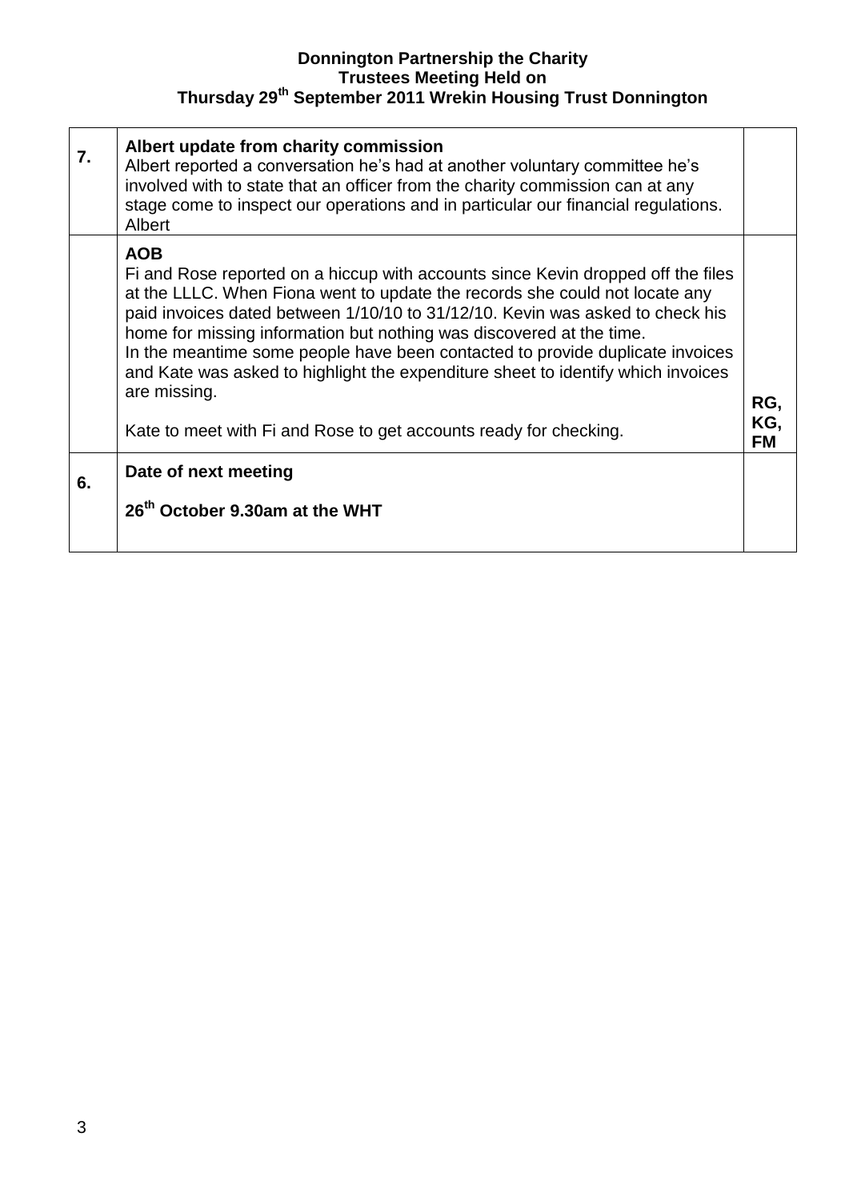**Donnington Partnership the Charity**
**Trustees Meeting Held on**
**Thursday 29th September 2011 Wrekin Housing Trust Donnington**

| | | |
|---|---|---|
| **7.** | **Albert update from charity commission**<br>Albert reported a conversation he's had at another voluntary committee he's involved with to state that an officer from the charity commission can at any stage come to inspect our operations and in particular our financial regulations. Albert | |
| | **AOB**<br>Fi and Rose reported on a hiccup with accounts since Kevin dropped off the files at the LLLC. When Fiona went to update the records she could not locate any paid invoices dated between 1/10/10 to 31/12/10. Kevin was asked to check his home for missing information but nothing was discovered at the time.<br>In the meantime some people have been contacted to provide duplicate invoices and Kate was asked to highlight the expenditure sheet to identify which invoices are missing.<br><br>Kate to meet with Fi and Rose to get accounts ready for checking. | **RG, KG, FM** |
| **6.** | **Date of next meeting**<br><br>**26th October 9.30am at the WHT** | |